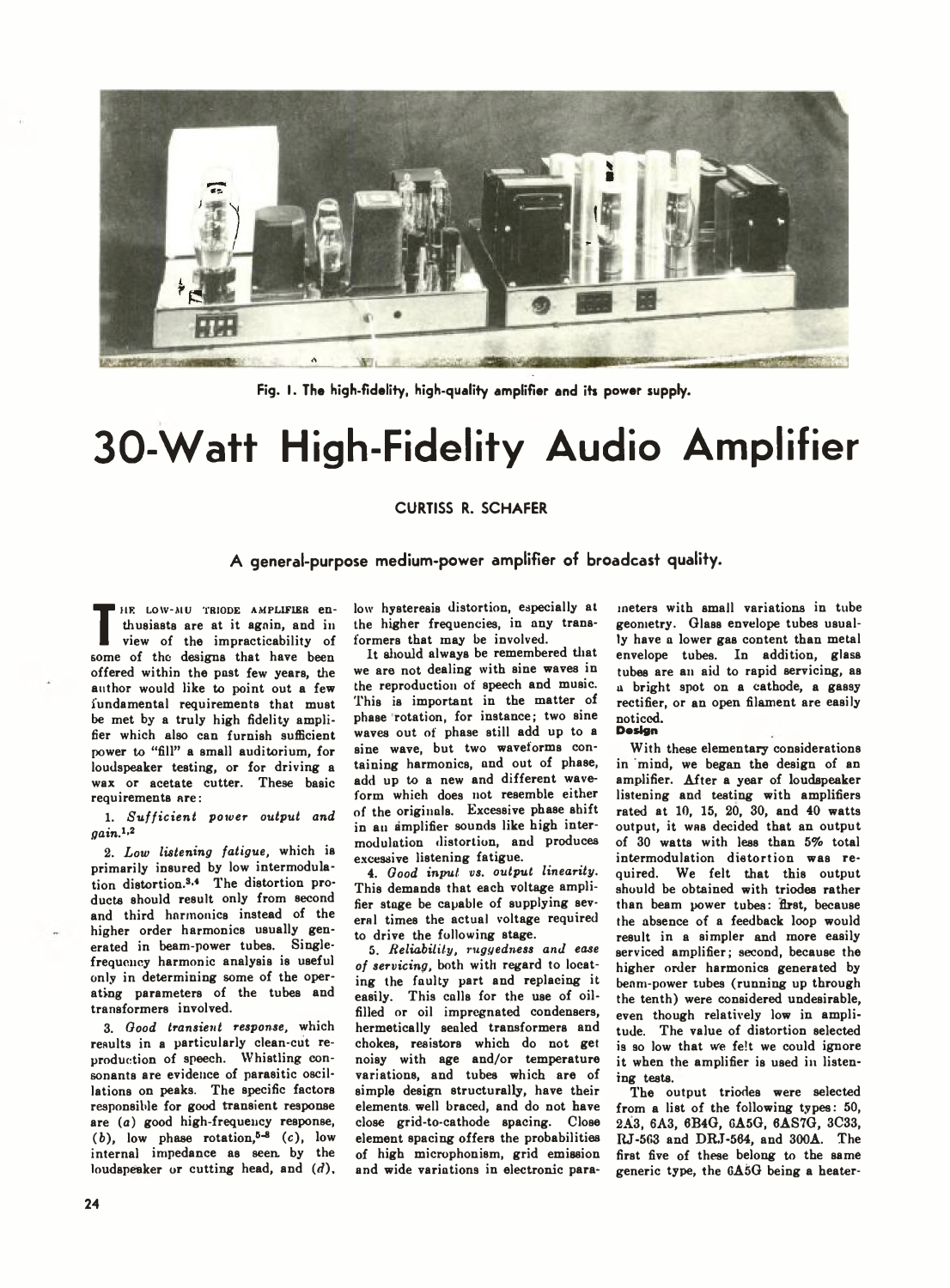Fig. 1. The high-fidelity, high-quality amplifier and its power supply.

# 30-Watt High-Fidelity Audio Amplifier

CURTISS R. SCHAFER

**A general-purpose medium-power amplifier of broadcast quality.**

THE LOW-MU TRIODE AMPLIFIER enthusiasts are at it again, and in view of the impracticability of some of the designs that have been offered within the past few years, the author would like to point out a few fundamental requirements that must be met by a truly high fidelity amplifier which also can furnish sufficient power to "fill" a small auditorium, for loudspeaker testing, or for driving a wax or acetate cutter. These basic requirements are:

1. *Sufficient power output and gain.*[1,2]

2. *Low listening fatigue,* which is primarily insured by low intermodulation distortion.[3,4] The distortion products should result only from second and third harmonics instead of the higher order harmonics usually generated in beam-power tubes. Single-frequency harmonic analysis is useful only in determining some of the operating parameters of the tubes and transformers involved.

3. *Good transient response,* which results in a particularly clean-cut reproduction of speech. Whistling consonants are evidence of parasitic oscillations on peaks. The specific factors responsible for good transient response are (*a*) good high-frequency response, (*b*), low phase rotation,[5-8] (*c*), low internal impedance as seen by the loudspeaker or cutting head, and (*d*), low hysteresis distortion, especially at the higher frequencies, in any transformers that may be involved.

It should always be remembered that we are not dealing with sine waves in the reproduction of speech and music. This is important in the matter of phase rotation, for instance; two sine waves out of phase still add up to a sine wave, but two waveforms containing harmonics, and out of phase, add up to a new and different waveform which does not resemble either of the originals. Excessive phase shift in an amplifier sounds like high intermodulation distortion, and produces excessive listening fatigue.

4. *Good input vs. output linearity.* This demands that each voltage amplifier stage be capable of supplying several times the actual voltage required to drive the following stage.

5. *Reliability, ruggedness and ease of servicing,* both with regard to locating the faulty part and replacing it easily. This calls for the use of oil-filled or oil impregnated condensers, hermetically sealed transformers and chokes, resistors which do not get noisy with age and/or temperature variations, and tubes which are of simple design structurally, have their elements well braced, and do not have close grid-to-cathode spacing. Close element spacing offers the probabilities of high microphonism, grid emission and wide variations in electronic parameters with small variations in tube geometry. Glass envelope tubes usually have a lower gas content than metal envelope tubes. In addition, glass tubes are an aid to rapid servicing, as a bright spot on a cathode, a gassy rectifier, or an open filament are easily noticed.

## Design

With these elementary considerations in mind, we began the design of an amplifier. After a year of loudspeaker listening and testing with amplifiers rated at 10, 15, 20, 30, and 40 watts output, it was decided that an output of 30 watts with less than 5% total intermodulation distortion was required. We felt that this output should be obtained with triodes rather than beam power tubes: first, because the absence of a feedback loop would result in a simpler and more easily serviced amplifier; second, because the higher order harmonics generated by beam-power tubes (running up through the tenth) were considered undesirable, even though relatively low in amplitude. The value of distortion selected is so low that we felt we could ignore it when the amplifier is used in listening tests.

The output triodes were selected from a list of the following types: 50, 2A3, 6A3, 6B4G, 6A5G, 6AS7G, 3C33, RJ-563 and DRJ-564, and 300A. The first five of these belong to the same generic type, the 6A5G being a heater-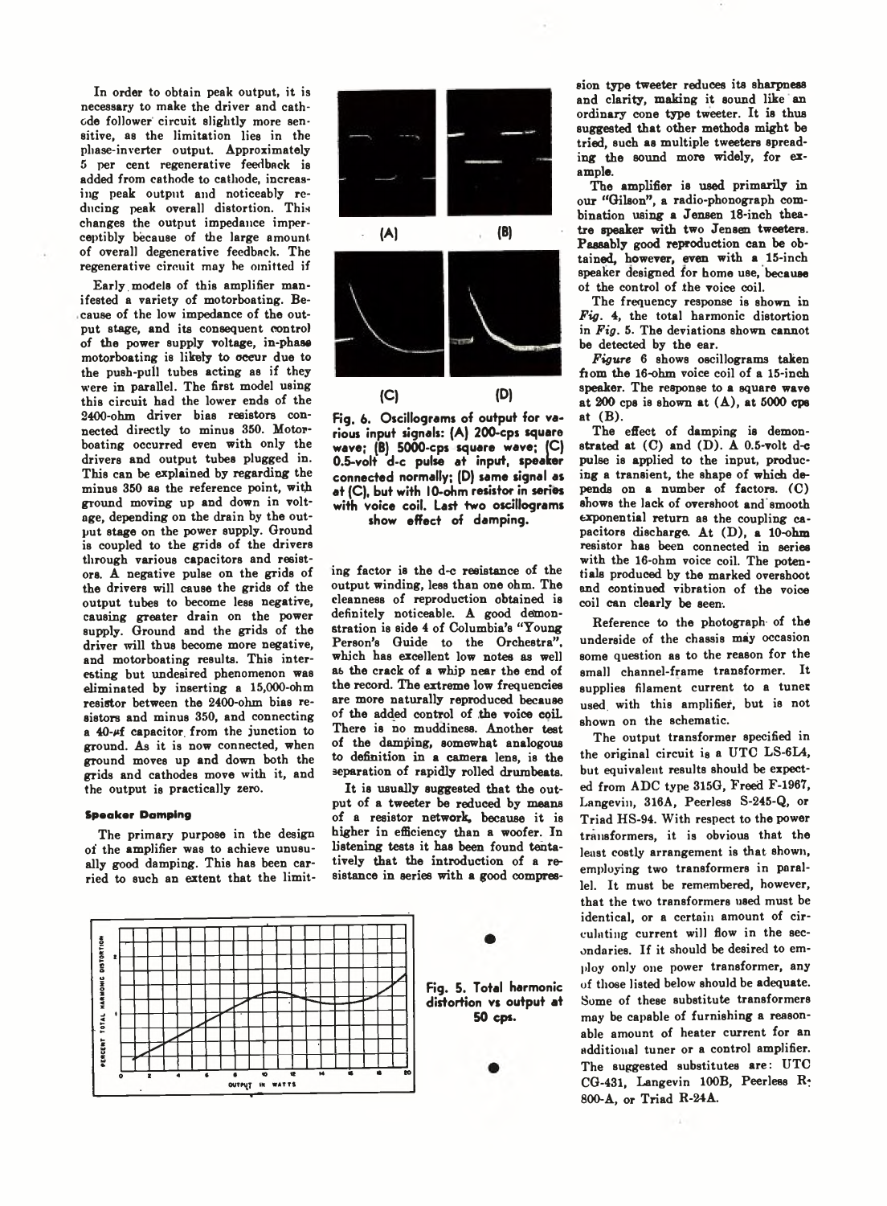In order to obtain peak output, it is necessary to make the driver and cathode follower circuit slightly more sensitive, as the limitation lies in the phase-inverter output. Approximately 5 per cent regenerative feedback is added from cathode to cathode, increasing peak output and noticeably reducing peak overall distortion. This changes the output impedance imperceptibly because of the large amount of overall degenerative feedback. The regenerative circuit may be omitted if

Early models of this amplifier manifested a variety of motorboating. Because of the low impedance of the output stage, and its consequent control of the power supply voltage, in-phase motorboating is likely to occur due to the push-pull tubes acting as if they were in parallel. The first model using this circuit had the lower ends of the 2400-ohm driver bias resistors connected directly to minus 350. Motorboating occurred even with only the drivers and output tubes plugged in. This can be explained by regarding the minus 350 as the reference point, with ground moving up and down in voltage, depending on the drain by the output stage on the power supply. Ground is coupled to the grids of the drivers through various capacitors and resistors. A negative pulse on the grids of the drivers will cause the grids of the output tubes to become less negative, causing greater drain on the power supply. Ground and the grids of the driver will thus become more negative, and motorboating results. This interesting but undesired phenomenon was eliminated by inserting a 15,000-ohm resistor between the 2400-ohm bias resistors and minus 350, and connecting a 40-μf capacitor from the junction to ground. As it is now connected, when ground moves up and down both the grids and cathodes move with it, and the output is practically zero.

### Speaker Damping

The primary purpose in the design of the amplifier was to achieve unusually good damping. This has been carried to such an extent that the limiting factor is the d-c resistance of the output winding, less than one ohm. The cleanness of reproduction obtained is definitely noticeable. A good demonstration is side 4 of Columbia's "Young Person's Guide to the Orchestra", which has excellent low notes as well as the crack of a whip near the end of the record. The extreme low frequencies are more naturally reproduced because of the added control of the voice coil. There is no muddiness. Another test of the damping, somewhat analogous to definition in a camera lens, is the separation of rapidly rolled drumbeats.

It is usually suggested that the output of a tweeter be reduced by means of a resistor network, because it is higher in efficiency than a woofer. In listening tests it has been found tentatively that the introduction of a resistance in series with a good compression type tweeter reduces its sharpness and clarity, making it sound like an ordinary cone type tweeter. It is thus suggested that other methods might be tried, such as multiple tweeters spreading the sound more widely, for example.

The amplifier is used primarily in our "Gilson", a radio-phonograph combination using a Jensen 18-inch theatre speaker with two Jensen tweeters. Passably good reproduction can be obtained, however, even with a 15-inch speaker designed for home use, because of the control of the voice coil.

The frequency response is shown in *Fig.* 4, the total harmonic distortion in *Fig.* 5. The deviations shown cannot be detected by the ear.

*Figure* 6 shows oscillograms taken from the 16-ohm voice coil of a 15-inch speaker. The response to a square wave at 200 cps is shown at (A), at 5000 cps at (B).

The effect of damping is demonstrated at (C) and (D). A 0.5-volt d-c pulse is applied to the input, producing a transient, the shape of which depends on a number of factors. (C) shows the lack of overshoot and smooth exponential return as the coupling capacitors discharge. At (D), a 10-ohm resistor has been connected in series with the 16-ohm voice coil. The potentials produced by the marked overshoot and continued vibration of the voice coil can clearly be seen.

Reference to the photograph of the underside of the chassis may occasion some question as to the reason for the small channel-frame transformer. It supplies filament current to a tuner used with this amplifier, but is not shown on the schematic.

The output transformer specified in the original circuit is a UTC LS-6L4, but equivalent results should be expected from ADC type 315G, Freed F-1967, Langevin, 316A, Peerless S-245-Q, or Triad HS-94. With respect to the power transformers, it is obvious that the least costly arrangement is that shown, employing two transformers in parallel. It must be remembered, however, that the two transformers used must be identical, or a certain amount of circulating current will flow in the secondaries. If it should be desired to employ only one power transformer, any of those listed below should be adequate. Some of these substitute transformers may be capable of furnishing a reasonable amount of heater current for an additional tuner or a control amplifier. The suggested substitutes are: UTC CG-431, Langevin 100B, Peerless R-800-A, or Triad R-24A.

Fig. 6. Oscillograms of output for various input signals: (A) 200-cps square wave; (B) 5000-cps square wave; (C) 0.5-volt d-c pulse at input, speaker connected normally; (D) same signal as at (C), but with 10-ohm resistor in series with voice coil. Last two oscillograms show effect of damping.

Fig. 5. Total harmonic distortion vs output at 50 cps.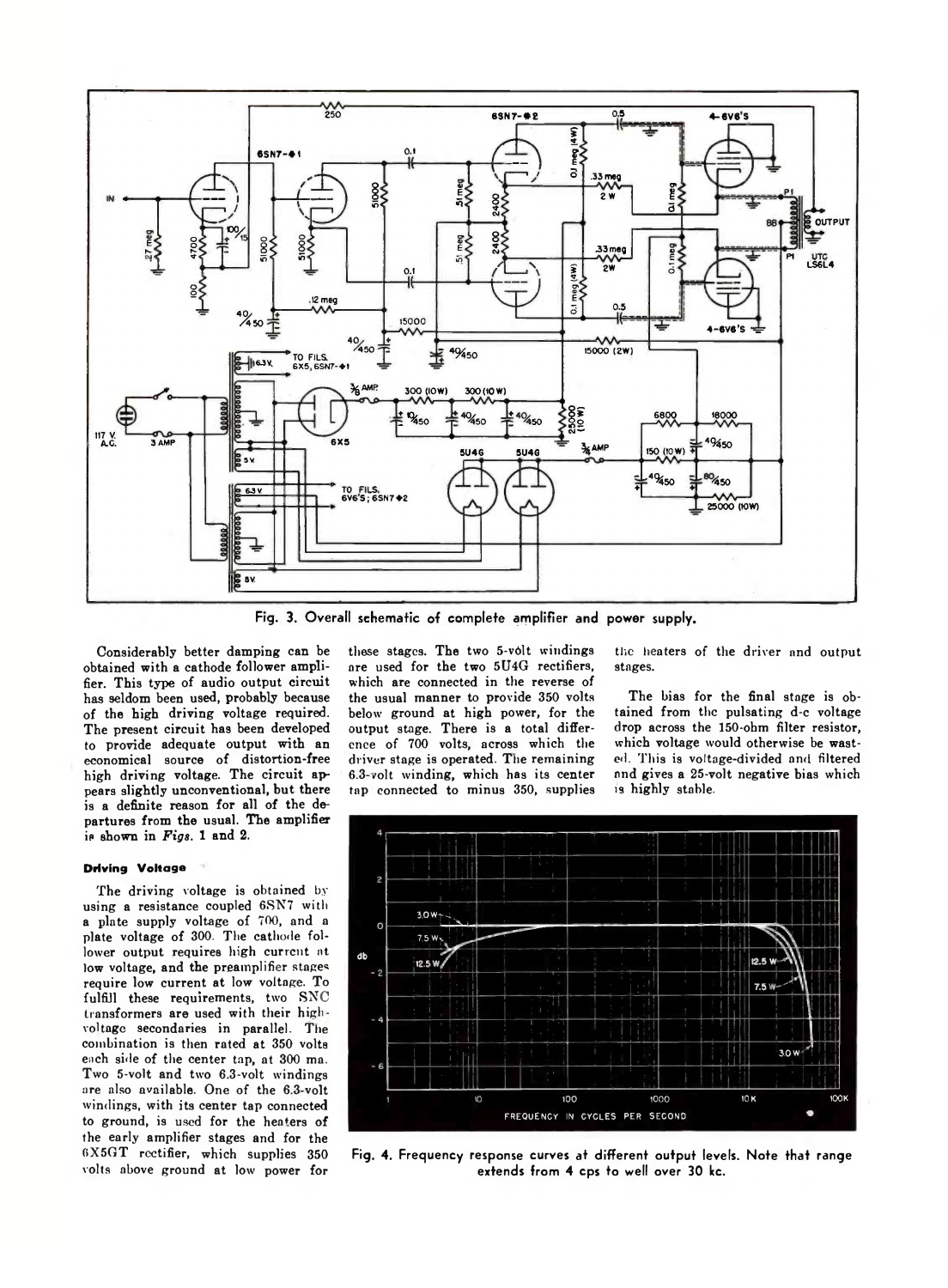Fig. 3. Overall schematic of complete amplifier and power supply.

Considerably better damping can be obtained with a cathode follower amplifier. This type of audio output circuit has seldom been used, probably because of the high driving voltage required. The present circuit has been developed to provide adequate output with an economical source of distortion-free high driving voltage. The circuit appears slightly unconventional, but there is a definite reason for all of the departures from the usual. The amplifier is shown in *Figs.* 1 and 2.

### Driving Voltage

The driving voltage is obtained by using a resistance coupled 6SN7 with a plate supply voltage of 700, and a plate voltage of 300. The cathode follower output requires high current at low voltage, and the preamplifier stages require low current at low voltage. To fulfill these requirements, two SNC transformers are used with their high-voltage secondaries in parallel. The combination is then rated at 350 volts each side of the center tap, at 300 ma. Two 5-volt and two 6.3-volt windings are also available. One of the 6.3-volt windings, with its center tap connected to ground, is used for the heaters of the early amplifier stages and for the 6X5GT rectifier, which supplies 350 volts above ground at low power for these stages. The two 5-volt windings are used for the two 5U4G rectifiers, which are connected in the reverse of the usual manner to provide 350 volts below ground at high power, for the output stage. There is a total difference of 700 volts, across which the driver stage is operated. The remaining 6.3-volt winding, which has its center tap connected to minus 350, supplies the heaters of the driver and output stages.

The bias for the final stage is obtained from the pulsating d-c voltage drop across the 150-ohm filter resistor, which voltage would otherwise be wasted. This is voltage-divided and filtered and gives a 25-volt negative bias which is highly stable.

Fig. 4. Frequency response curves at different output levels. Note that range extends from 4 cps to well over 30 kc.